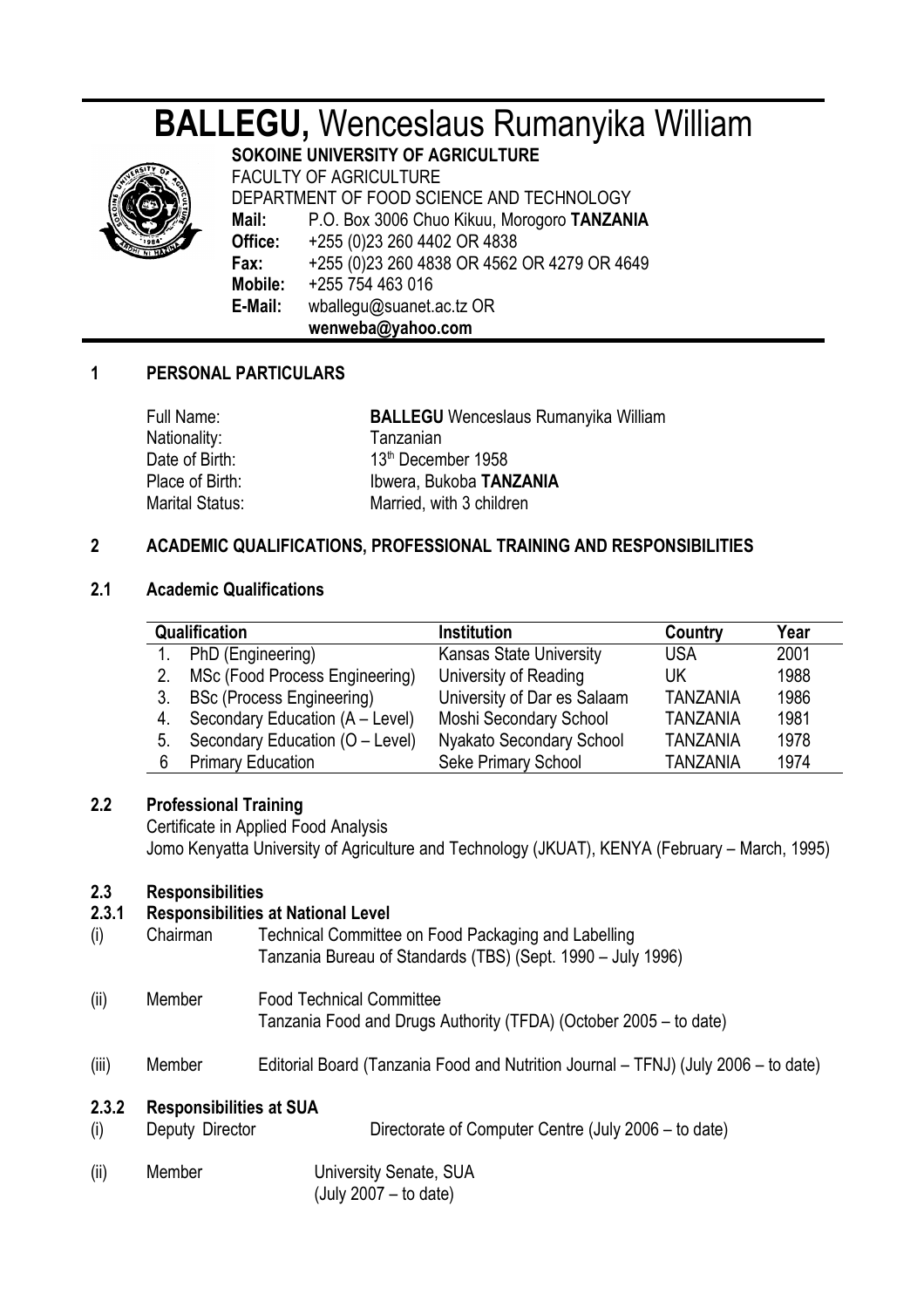# **BALLEGU,** Wenceslaus Rumanyika William

**SOKOINE UNIVERSITY OF AGRICULTURE**
FACULTY OF AGRICULTURE
DEPARTMENT OF FOOD SCIENCE AND TECHNOLOGY
**Mail:** P.O. Box 3006 Chuo Kikuu, Morogoro **TANZANIA**
**Office:** +255 (0)23 260 4402 OR 4838
**Fax:** +255 (0)23 260 4838 OR 4562 OR 4279 OR 4649
**Mobile:** +255 754 463 016
**E-Mail:** wballegu@suanet.ac.tz OR **wenweba@yahoo.com**

## 1 PERSONAL PARTICULARS

Full Name: **BALLEGU** Wenceslaus Rumanyika William
Nationality: Tanzanian
Date of Birth: 13th December 1958
Place of Birth: Ibwera, Bukoba **TANZANIA**
Marital Status: Married, with 3 children

## 2 ACADEMIC QUALIFICATIONS, PROFESSIONAL TRAINING AND RESPONSIBILITIES

### 2.1 Academic Qualifications

| Qualification | Institution | Country | Year |
|---|---|---|---|
| 1. PhD (Engineering) | Kansas State University | USA | 2001 |
| 2. MSc (Food Process Engineering) | University of Reading | UK | 1988 |
| 3. BSc (Process Engineering) | University of Dar es Salaam | TANZANIA | 1986 |
| 4. Secondary Education (A – Level) | Moshi Secondary School | TANZANIA | 1981 |
| 5. Secondary Education (O – Level) | Nyakato Secondary School | TANZANIA | 1978 |
| 6 Primary Education | Seke Primary School | TANZANIA | 1974 |

### 2.2 Professional Training

Certificate in Applied Food Analysis
Jomo Kenyatta University of Agriculture and Technology (JKUAT), KENYA (February – March, 1995)

### 2.3 Responsibilities

#### 2.3.1 Responsibilities at National Level

(i) Chairman — Technical Committee on Food Packaging and Labelling
Tanzania Bureau of Standards (TBS) (Sept. 1990 – July 1996)

(ii) Member — Food Technical Committee
Tanzania Food and Drugs Authority (TFDA) (October 2005 – to date)

(iii) Member — Editorial Board (Tanzania Food and Nutrition Journal – TFNJ) (July 2006 – to date)

#### 2.3.2 Responsibilities at SUA

(i) Deputy Director — Directorate of Computer Centre (July 2006 – to date)

(ii) Member — University Senate, SUA
(July 2007 – to date)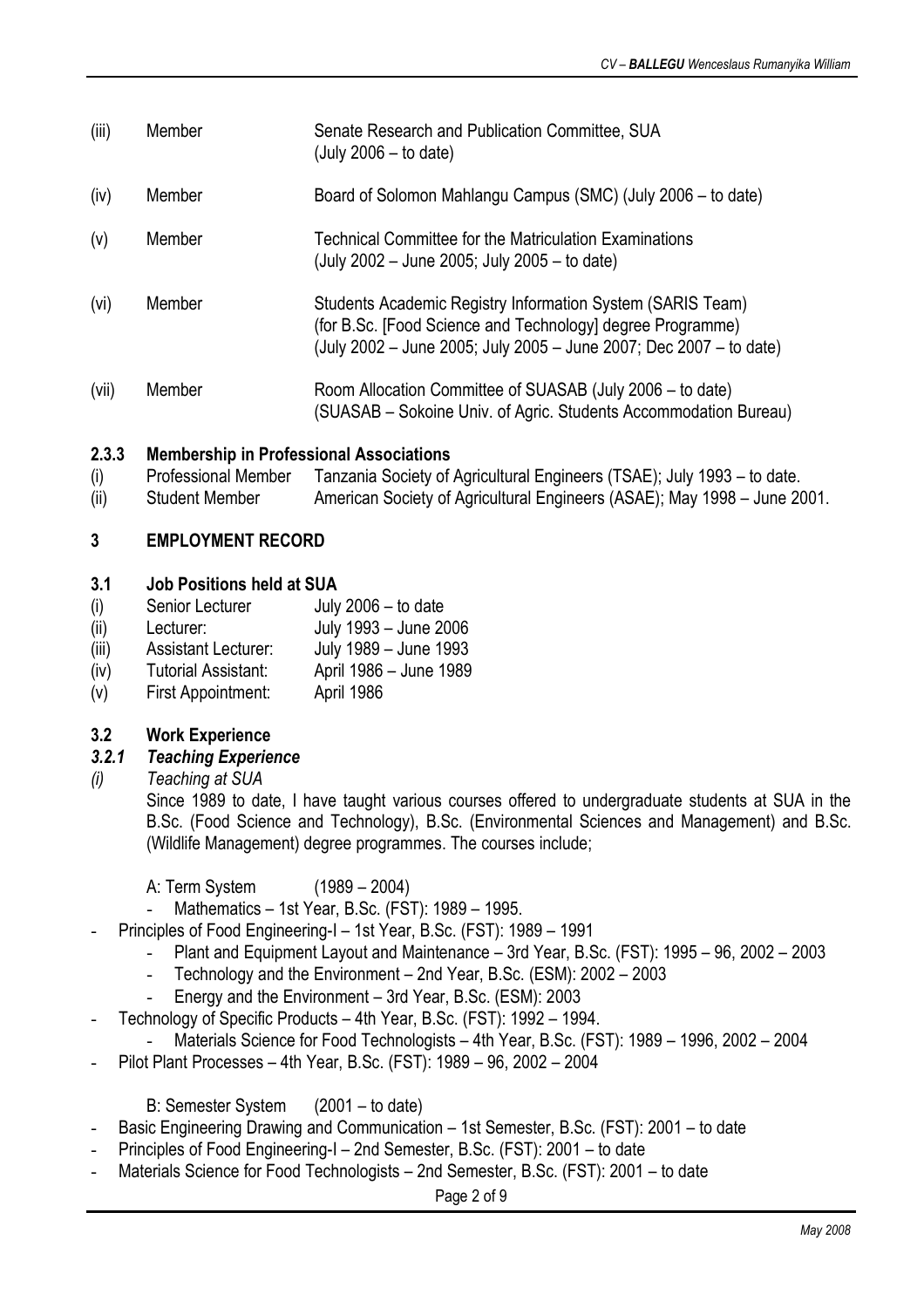(iii) Member — Senate Research and Publication Committee, SUA (July 2006 – to date)

(iv) Member — Board of Solomon Mahlangu Campus (SMC) (July 2006 – to date)

(v) Member — Technical Committee for the Matriculation Examinations (July 2002 – June 2005; July 2005 – to date)

(vi) Member — Students Academic Registry Information System (SARIS Team) (for B.Sc. [Food Science and Technology] degree Programme) (July 2002 – June 2005; July 2005 – June 2007; Dec 2007 – to date)

(vii) Member — Room Allocation Committee of SUASAB (July 2006 – to date) (SUASAB – Sokoine Univ. of Agric. Students Accommodation Bureau)

#### 2.3.3 Membership in Professional Associations

(i) Professional Member — Tanzania Society of Agricultural Engineers (TSAE); July 1993 – to date.
(ii) Student Member — American Society of Agricultural Engineers (ASAE); May 1998 – June 2001.

## 3 EMPLOYMENT RECORD

### 3.1 Job Positions held at SUA

(i) Senior Lecturer — July 2006 – to date
(ii) Lecturer: — July 1993 – June 2006
(iii) Assistant Lecturer: — July 1989 – June 1993
(iv) Tutorial Assistant: — April 1986 – June 1989
(v) First Appointment: — April 1986

### 3.2 Work Experience

#### *3.2.1 Teaching Experience*

*(i) Teaching at SUA*

Since 1989 to date, I have taught various courses offered to undergraduate students at SUA in the B.Sc. (Food Science and Technology), B.Sc. (Environmental Sciences and Management) and B.Sc. (Wildlife Management) degree programmes. The courses include;

A: Term System (1989 – 2004)

- Mathematics – 1st Year, B.Sc. (FST): 1989 – 1995.
- Principles of Food Engineering-I – 1st Year, B.Sc. (FST): 1989 – 1991
- Plant and Equipment Layout and Maintenance – 3rd Year, B.Sc. (FST): 1995 – 96, 2002 – 2003
- Technology and the Environment – 2nd Year, B.Sc. (ESM): 2002 – 2003
- Energy and the Environment – 3rd Year, B.Sc. (ESM): 2003
- Technology of Specific Products – 4th Year, B.Sc. (FST): 1992 – 1994.
- Materials Science for Food Technologists – 4th Year, B.Sc. (FST): 1989 – 1996, 2002 – 2004
- Pilot Plant Processes – 4th Year, B.Sc. (FST): 1989 – 96, 2002 – 2004

B: Semester System (2001 – to date)

- Basic Engineering Drawing and Communication – 1st Semester, B.Sc. (FST): 2001 – to date
- Principles of Food Engineering-I – 2nd Semester, B.Sc. (FST): 2001 – to date
- Materials Science for Food Technologists – 2nd Semester, B.Sc. (FST): 2001 – to date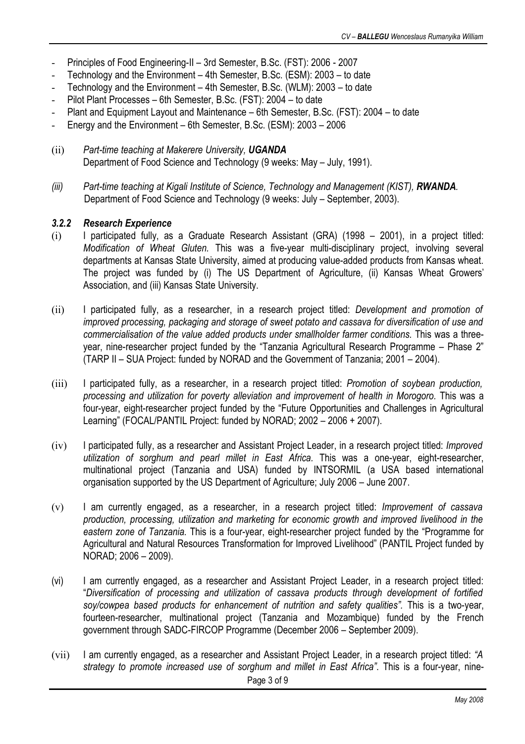- Principles of Food Engineering-II – 3rd Semester, B.Sc. (FST): 2006 - 2007
- Technology and the Environment – 4th Semester, B.Sc. (ESM): 2003 – to date
- Technology and the Environment – 4th Semester, B.Sc. (WLM): 2003 – to date
- Pilot Plant Processes – 6th Semester, B.Sc. (FST): 2004 – to date
- Plant and Equipment Layout and Maintenance – 6th Semester, B.Sc. (FST): 2004 – to date
- Energy and the Environment – 6th Semester, B.Sc. (ESM): 2003 – 2006

(ii) *Part-time teaching at Makerere University,* ***UGANDA***
Department of Food Science and Technology (9 weeks: May – July, 1991).

*(iii) Part-time teaching at Kigali Institute of Science, Technology and Management (KIST),* ***RWANDA****.*
Department of Food Science and Technology (9 weeks: July – September, 2003).

### *3.2.2 Research Experience*

(i) I participated fully, as a Graduate Research Assistant (GRA) (1998 – 2001), in a project titled: *Modification of Wheat Gluten.* This was a five-year multi-disciplinary project, involving several departments at Kansas State University, aimed at producing value-added products from Kansas wheat. The project was funded by (i) The US Department of Agriculture, (ii) Kansas Wheat Growers' Association, and (iii) Kansas State University.

(ii) I participated fully, as a researcher, in a research project titled: *Development and promotion of improved processing, packaging and storage of sweet potato and cassava for diversification of use and commercialisation of the value added products under smallholder farmer conditions.* This was a three-year, nine-researcher project funded by the "Tanzania Agricultural Research Programme – Phase 2" (TARP II – SUA Project: funded by NORAD and the Government of Tanzania; 2001 – 2004).

(iii) I participated fully, as a researcher, in a research project titled: *Promotion of soybean production, processing and utilization for poverty alleviation and improvement of health in Morogoro.* This was a four-year, eight-researcher project funded by the "Future Opportunities and Challenges in Agricultural Learning" (FOCAL/PANTIL Project: funded by NORAD; 2002 – 2006 + 2007).

(iv) I participated fully, as a researcher and Assistant Project Leader, in a research project titled: *Improved utilization of sorghum and pearl millet in East Africa.* This was a one-year, eight-researcher, multinational project (Tanzania and USA) funded by INTSORMIL (a USA based international organisation supported by the US Department of Agriculture; July 2006 – June 2007.

(v) I am currently engaged, as a researcher, in a research project titled: *Improvement of cassava production, processing, utilization and marketing for economic growth and improved livelihood in the eastern zone of Tanzania.* This is a four-year, eight-researcher project funded by the "Programme for Agricultural and Natural Resources Transformation for Improved Livelihood" (PANTIL Project funded by NORAD; 2006 – 2009).

(vi) I am currently engaged, as a researcher and Assistant Project Leader, in a research project titled: "*Diversification of processing and utilization of cassava products through development of fortified soy/cowpea based products for enhancement of nutrition and safety qualities".* This is a two-year, fourteen-researcher, multinational project (Tanzania and Mozambique) funded by the French government through SADC-FIRCOP Programme (December 2006 – September 2009).

(vii) I am currently engaged, as a researcher and Assistant Project Leader, in a research project titled: *"A strategy to promote increased use of sorghum and millet in East Africa"*. This is a four-year, nine-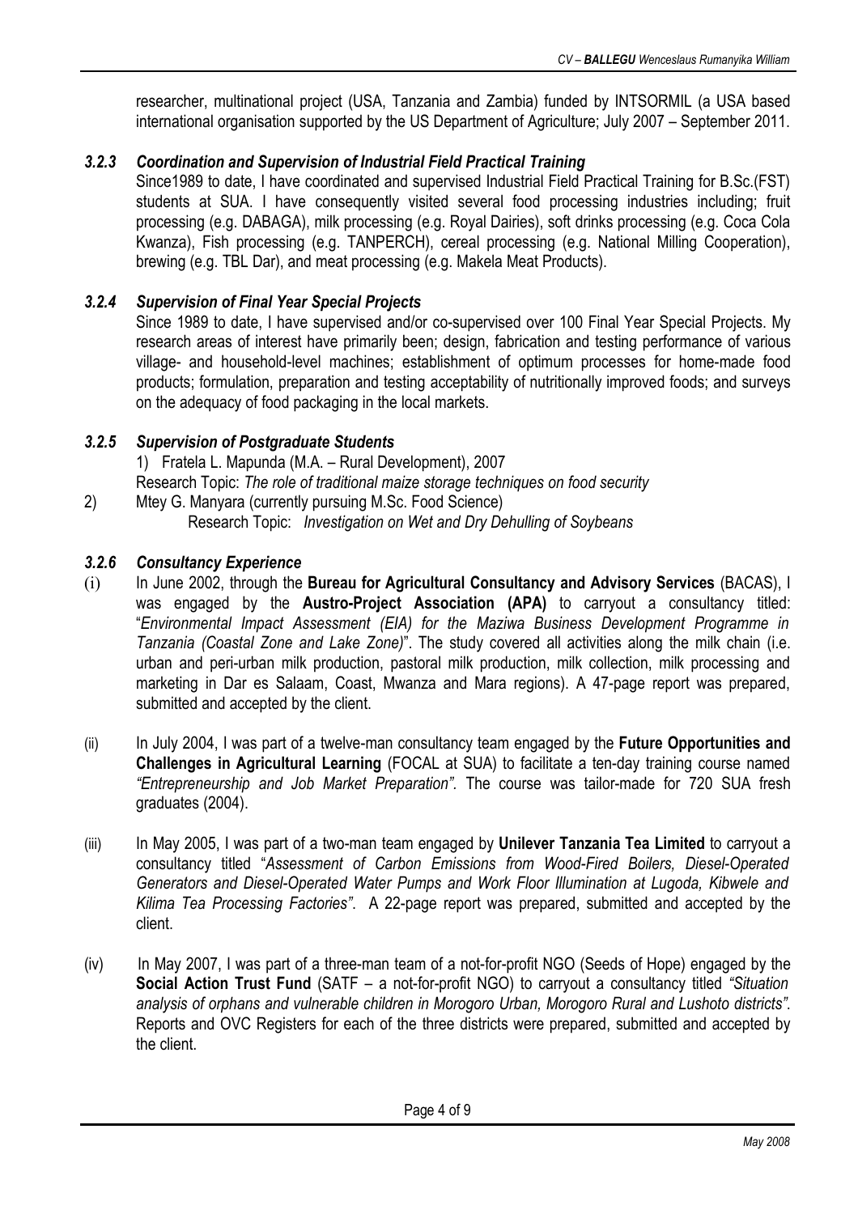researcher, multinational project (USA, Tanzania and Zambia) funded by INTSORMIL (a USA based international organisation supported by the US Department of Agriculture; July 2007 – September 2011.

### *3.2.3 Coordination and Supervision of Industrial Field Practical Training*

Since1989 to date, I have coordinated and supervised Industrial Field Practical Training for B.Sc.(FST) students at SUA. I have consequently visited several food processing industries including; fruit processing (e.g. DABAGA), milk processing (e.g. Royal Dairies), soft drinks processing (e.g. Coca Cola Kwanza), Fish processing (e.g. TANPERCH), cereal processing (e.g. National Milling Cooperation), brewing (e.g. TBL Dar), and meat processing (e.g. Makela Meat Products).

### *3.2.4 Supervision of Final Year Special Projects*

Since 1989 to date, I have supervised and/or co-supervised over 100 Final Year Special Projects. My research areas of interest have primarily been; design, fabrication and testing performance of various village- and household-level machines; establishment of optimum processes for home-made food products; formulation, preparation and testing acceptability of nutritionally improved foods; and surveys on the adequacy of food packaging in the local markets.

### *3.2.5 Supervision of Postgraduate Students*

1) Fratela L. Mapunda (M.A. – Rural Development), 2007
   Research Topic: *The role of traditional maize storage techniques on food security*
2) Mtey G. Manyara (currently pursuing M.Sc. Food Science)
   Research Topic: *Investigation on Wet and Dry Dehulling of Soybeans*

### *3.2.6 Consultancy Experience*

(i) In June 2002, through the **Bureau for Agricultural Consultancy and Advisory Services** (BACAS), I was engaged by the **Austro-Project Association (APA)** to carryout a consultancy titled: "*Environmental Impact Assessment (EIA) for the Maziwa Business Development Programme in Tanzania (Coastal Zone and Lake Zone)*". The study covered all activities along the milk chain (i.e. urban and peri-urban milk production, pastoral milk production, milk collection, milk processing and marketing in Dar es Salaam, Coast, Mwanza and Mara regions). A 47-page report was prepared, submitted and accepted by the client.

(ii) In July 2004, I was part of a twelve-man consultancy team engaged by the **Future Opportunities and Challenges in Agricultural Learning** (FOCAL at SUA) to facilitate a ten-day training course named *"Entrepreneurship and Job Market Preparation"*. The course was tailor-made for 720 SUA fresh graduates (2004).

(iii) In May 2005, I was part of a two-man team engaged by **Unilever Tanzania Tea Limited** to carryout a consultancy titled "*Assessment of Carbon Emissions from Wood-Fired Boilers, Diesel-Operated Generators and Diesel-Operated Water Pumps and Work Floor Illumination at Lugoda, Kibwele and Kilima Tea Processing Factories"*. A 22-page report was prepared, submitted and accepted by the client.

(iv) In May 2007, I was part of a three-man team of a not-for-profit NGO (Seeds of Hope) engaged by the **Social Action Trust Fund** (SATF – a not-for-profit NGO) to carryout a consultancy titled *"Situation analysis of orphans and vulnerable children in Morogoro Urban, Morogoro Rural and Lushoto districts"*. Reports and OVC Registers for each of the three districts were prepared, submitted and accepted by the client.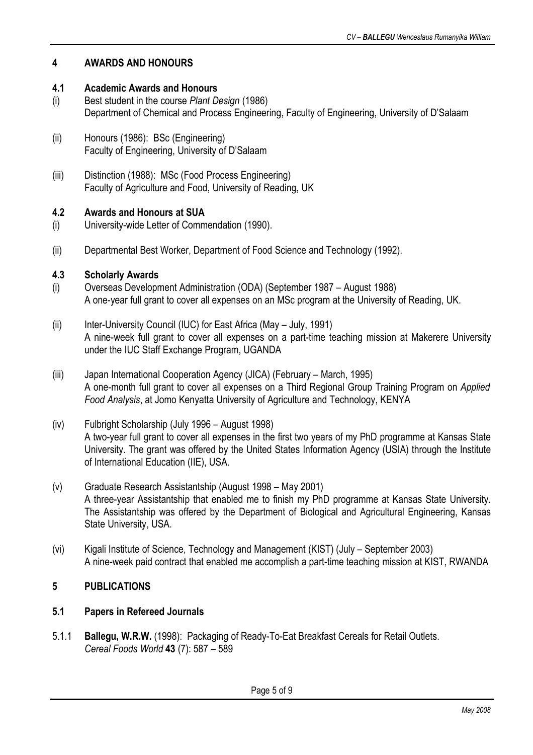## 4 AWARDS AND HONOURS

### 4.1 Academic Awards and Honours

(i) Best student in the course *Plant Design* (1986)
Department of Chemical and Process Engineering, Faculty of Engineering, University of D'Salaam

(ii) Honours (1986): BSc (Engineering)
Faculty of Engineering, University of D'Salaam

(iii) Distinction (1988): MSc (Food Process Engineering)
Faculty of Agriculture and Food, University of Reading, UK

### 4.2 Awards and Honours at SUA

(i) University-wide Letter of Commendation (1990).

(ii) Departmental Best Worker, Department of Food Science and Technology (1992).

### 4.3 Scholarly Awards

(i) Overseas Development Administration (ODA) (September 1987 – August 1988)
A one-year full grant to cover all expenses on an MSc program at the University of Reading, UK.

(ii) Inter-University Council (IUC) for East Africa (May – July, 1991)
A nine-week full grant to cover all expenses on a part-time teaching mission at Makerere University under the IUC Staff Exchange Program, UGANDA

(iii) Japan International Cooperation Agency (JICA) (February – March, 1995)
A one-month full grant to cover all expenses on a Third Regional Group Training Program on *Applied Food Analysis*, at Jomo Kenyatta University of Agriculture and Technology, KENYA

(iv) Fulbright Scholarship (July 1996 – August 1998)
A two-year full grant to cover all expenses in the first two years of my PhD programme at Kansas State University. The grant was offered by the United States Information Agency (USIA) through the Institute of International Education (IIE), USA.

(v) Graduate Research Assistantship (August 1998 – May 2001)
A three-year Assistantship that enabled me to finish my PhD programme at Kansas State University. The Assistantship was offered by the Department of Biological and Agricultural Engineering, Kansas State University, USA.

(vi) Kigali Institute of Science, Technology and Management (KIST) (July – September 2003)
A nine-week paid contract that enabled me accomplish a part-time teaching mission at KIST, RWANDA

## 5 PUBLICATIONS

### 5.1 Papers in Refereed Journals

5.1.1 **Ballegu, W.R.W.** (1998): Packaging of Ready-To-Eat Breakfast Cereals for Retail Outlets. *Cereal Foods World* **43** (7): 587 – 589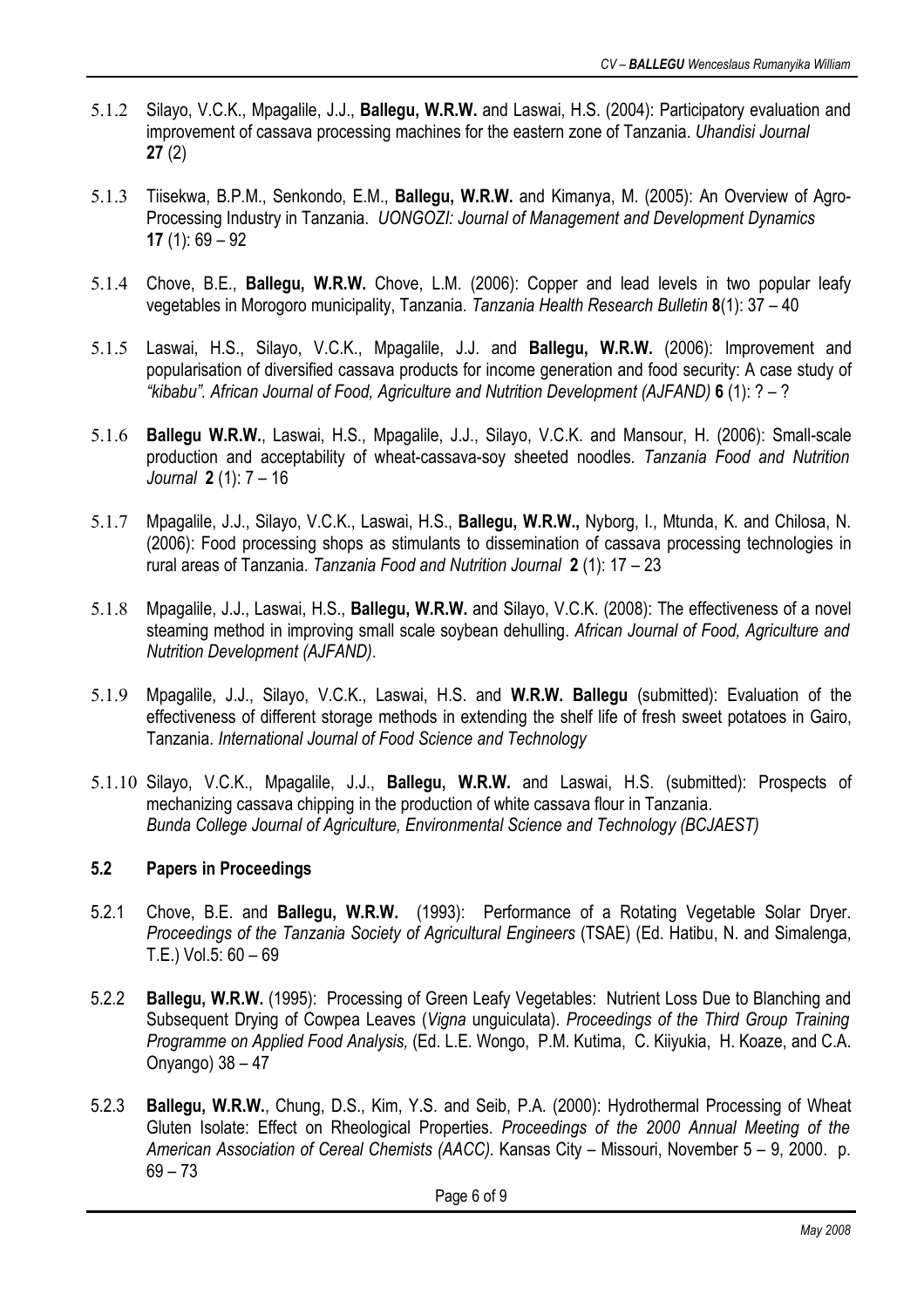5.1.2 Silayo, V.C.K., Mpagalile, J.J., **Ballegu, W.R.W.** and Laswai, H.S. (2004): Participatory evaluation and improvement of cassava processing machines for the eastern zone of Tanzania. *Uhandisi Journal* **27** (2)

5.1.3 Tiisekwa, B.P.M., Senkondo, E.M., **Ballegu, W.R.W.** and Kimanya, M. (2005): An Overview of Agro-Processing Industry in Tanzania. *UONGOZI: Journal of Management and Development Dynamics* **17** (1): 69 – 92

5.1.4 Chove, B.E., **Ballegu, W.R.W.** Chove, L.M. (2006): Copper and lead levels in two popular leafy vegetables in Morogoro municipality, Tanzania. *Tanzania Health Research Bulletin* **8**(1): 37 – 40

5.1.5 Laswai, H.S., Silayo, V.C.K., Mpagalile, J.J. and **Ballegu, W.R.W.** (2006): Improvement and popularisation of diversified cassava products for income generation and food security: A case study of *"kibabu". African Journal of Food, Agriculture and Nutrition Development (AJFAND)* **6** (1): ? – ?

5.1.6 **Ballegu W.R.W.**, Laswai, H.S., Mpagalile, J.J., Silayo, V.C.K. and Mansour, H. (2006): Small-scale production and acceptability of wheat-cassava-soy sheeted noodles. *Tanzania Food and Nutrition Journal* **2** (1): 7 – 16

5.1.7 Mpagalile, J.J., Silayo, V.C.K., Laswai, H.S., **Ballegu, W.R.W.,** Nyborg, I., Mtunda, K. and Chilosa, N. (2006): Food processing shops as stimulants to dissemination of cassava processing technologies in rural areas of Tanzania. *Tanzania Food and Nutrition Journal* **2** (1): 17 – 23

5.1.8 Mpagalile, J.J., Laswai, H.S., **Ballegu, W.R.W.** and Silayo, V.C.K. (2008): The effectiveness of a novel steaming method in improving small scale soybean dehulling. *African Journal of Food, Agriculture and Nutrition Development (AJFAND)*.

5.1.9 Mpagalile, J.J., Silayo, V.C.K., Laswai, H.S. and **W.R.W. Ballegu** (submitted): Evaluation of the effectiveness of different storage methods in extending the shelf life of fresh sweet potatoes in Gairo, Tanzania. *International Journal of Food Science and Technology*

5.1.10 Silayo, V.C.K., Mpagalile, J.J., **Ballegu, W.R.W.** and Laswai, H.S. (submitted): Prospects of mechanizing cassava chipping in the production of white cassava flour in Tanzania. *Bunda College Journal of Agriculture, Environmental Science and Technology (BCJAEST)*

### 5.2 Papers in Proceedings

5.2.1 Chove, B.E. and **Ballegu, W.R.W.** (1993): Performance of a Rotating Vegetable Solar Dryer. *Proceedings of the Tanzania Society of Agricultural Engineers* (TSAE) (Ed. Hatibu, N. and Simalenga, T.E.) Vol.5: 60 – 69

5.2.2 **Ballegu, W.R.W.** (1995): Processing of Green Leafy Vegetables: Nutrient Loss Due to Blanching and Subsequent Drying of Cowpea Leaves (*Vigna* unguiculata). *Proceedings of the Third Group Training Programme on Applied Food Analysis,* (Ed. L.E. Wongo, P.M. Kutima, C. Kiiyukia, H. Koaze, and C.A. Onyango) 38 – 47

5.2.3 **Ballegu, W.R.W.**, Chung, D.S., Kim, Y.S. and Seib, P.A. (2000): Hydrothermal Processing of Wheat Gluten Isolate: Effect on Rheological Properties. *Proceedings of the 2000 Annual Meeting of the American Association of Cereal Chemists (AACC).* Kansas City – Missouri, November 5 – 9, 2000. p. 69 – 73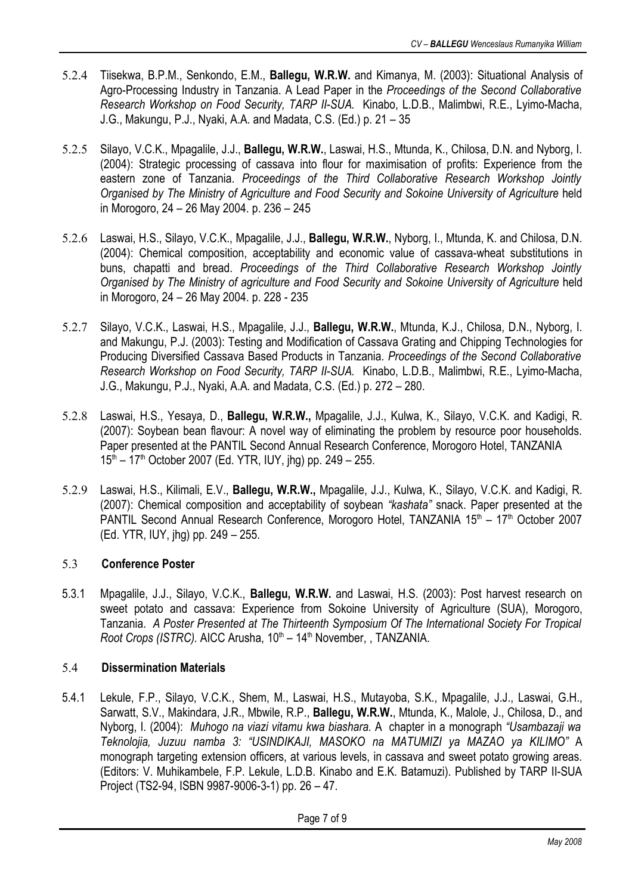5.2.4 Tiisekwa, B.P.M., Senkondo, E.M., **Ballegu, W.R.W.** and Kimanya, M. (2003): Situational Analysis of Agro-Processing Industry in Tanzania. A Lead Paper in the *Proceedings of the Second Collaborative Research Workshop on Food Security, TARP II-SUA.* Kinabo, L.D.B., Malimbwi, R.E., Lyimo-Macha, J.G., Makungu, P.J., Nyaki, A.A. and Madata, C.S. (Ed.) p. 21 – 35

5.2.5 Silayo, V.C.K., Mpagalile, J.J., **Ballegu, W.R.W.**, Laswai, H.S., Mtunda, K., Chilosa, D.N. and Nyborg, I. (2004): Strategic processing of cassava into flour for maximisation of profits: Experience from the eastern zone of Tanzania. *Proceedings of the Third Collaborative Research Workshop Jointly Organised by The Ministry of Agriculture and Food Security and Sokoine University of Agriculture* held in Morogoro, 24 – 26 May 2004. p. 236 – 245

5.2.6 Laswai, H.S., Silayo, V.C.K., Mpagalile, J.J., **Ballegu, W.R.W.**, Nyborg, I., Mtunda, K. and Chilosa, D.N. (2004): Chemical composition, acceptability and economic value of cassava-wheat substitutions in buns, chapatti and bread. *Proceedings of the Third Collaborative Research Workshop Jointly Organised by The Ministry of agriculture and Food Security and Sokoine University of Agriculture* held in Morogoro, 24 – 26 May 2004. p. 228 - 235

5.2.7 Silayo, V.C.K., Laswai, H.S., Mpagalile, J.J., **Ballegu, W.R.W.**, Mtunda, K.J., Chilosa, D.N., Nyborg, I. and Makungu, P.J. (2003): Testing and Modification of Cassava Grating and Chipping Technologies for Producing Diversified Cassava Based Products in Tanzania. *Proceedings of the Second Collaborative Research Workshop on Food Security, TARP II-SUA.* Kinabo, L.D.B., Malimbwi, R.E., Lyimo-Macha, J.G., Makungu, P.J., Nyaki, A.A. and Madata, C.S. (Ed.) p. 272 – 280.

5.2.8 Laswai, H.S., Yesaya, D., **Ballegu, W.R.W.,** Mpagalile, J.J., Kulwa, K., Silayo, V.C.K. and Kadigi, R. (2007): Soybean bean flavour: A novel way of eliminating the problem by resource poor households. Paper presented at the PANTIL Second Annual Research Conference, Morogoro Hotel, TANZANIA 15th – 17th October 2007 (Ed. YTR, IUY, jhg) pp. 249 – 255.

5.2.9 Laswai, H.S., Kilimali, E.V., **Ballegu, W.R.W.,** Mpagalile, J.J., Kulwa, K., Silayo, V.C.K. and Kadigi, R. (2007): Chemical composition and acceptability of soybean *"kashata"* snack. Paper presented at the PANTIL Second Annual Research Conference, Morogoro Hotel, TANZANIA 15th – 17th October 2007 (Ed. YTR, IUY, jhg) pp. 249 – 255.

### 5.3 Conference Poster

5.3.1 Mpagalile, J.J., Silayo, V.C.K., **Ballegu, W.R.W.** and Laswai, H.S. (2003): Post harvest research on sweet potato and cassava: Experience from Sokoine University of Agriculture (SUA), Morogoro, Tanzania. *A Poster Presented at The Thirteenth Symposium Of The International Society For Tropical Root Crops (ISTRC).* AICC Arusha, 10th – 14th November, , TANZANIA.

### 5.4 Dissermination Materials

5.4.1 Lekule, F.P., Silayo, V.C.K., Shem, M., Laswai, H.S., Mutayoba, S.K., Mpagalile, J.J., Laswai, G.H., Sarwatt, S.V., Makindara, J.R., Mbwile, R.P., **Ballegu, W.R.W.**, Mtunda, K., Malole, J., Chilosa, D., and Nyborg, I. (2004): *Muhogo na viazi vitamu kwa biashara.* A chapter in a monograph *"Usambazaji wa Teknolojia, Juzuu namba 3: "USINDIKAJI, MASOKO na MATUMIZI ya MAZAO ya KILIMO"* A monograph targeting extension officers, at various levels, in cassava and sweet potato growing areas. (Editors: V. Muhikambele, F.P. Lekule, L.D.B. Kinabo and E.K. Batamuzi). Published by TARP II-SUA Project (TS2-94, ISBN 9987-9006-3-1) pp. 26 – 47.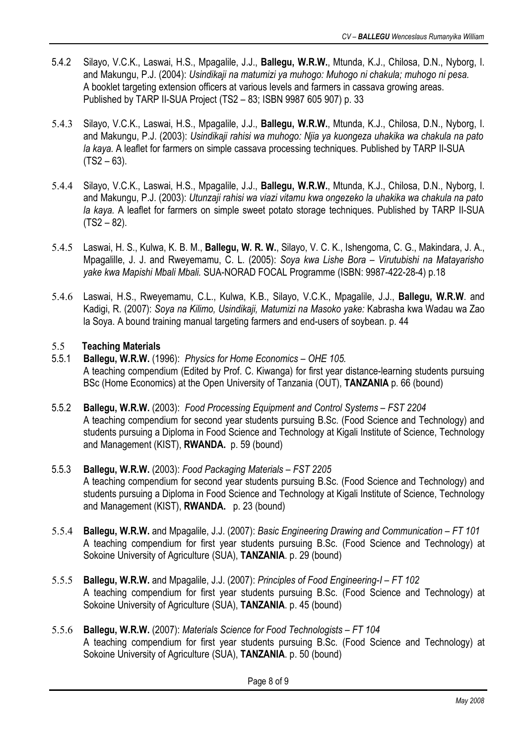5.4.2 Silayo, V.C.K., Laswai, H.S., Mpagalile, J.J., **Ballegu, W.R.W.**, Mtunda, K.J., Chilosa, D.N., Nyborg, I. and Makungu, P.J. (2004): *Usindikaji na matumizi ya muhogo: Muhogo ni chakula; muhogo ni pesa.* A booklet targeting extension officers at various levels and farmers in cassava growing areas. Published by TARP II-SUA Project (TS2 – 83; ISBN 9987 605 907) p. 33

5.4.3 Silayo, V.C.K., Laswai, H.S., Mpagalile, J.J., **Ballegu, W.R.W.**, Mtunda, K.J., Chilosa, D.N., Nyborg, I. and Makungu, P.J. (2003): *Usindikaji rahisi wa muhogo: Njia ya kuongeza uhakika wa chakula na pato la kaya.* A leaflet for farmers on simple cassava processing techniques. Published by TARP II-SUA (TS2 – 63).

5.4.4 Silayo, V.C.K., Laswai, H.S., Mpagalile, J.J., **Ballegu, W.R.W.**, Mtunda, K.J., Chilosa, D.N., Nyborg, I. and Makungu, P.J. (2003): *Utunzaji rahisi wa viazi vitamu kwa ongezeko la uhakika wa chakula na pato la kaya.* A leaflet for farmers on simple sweet potato storage techniques. Published by TARP II-SUA (TS2 – 82).

5.4.5 Laswai, H. S., Kulwa, K. B. M., **Ballegu, W. R. W.**, Silayo, V. C. K., Ishengoma, C. G., Makindara, J. A., Mpagalille, J. J. and Rweyemamu, C. L. (2005): *Soya kwa Lishe Bora – Virutubishi na Matayarisho yake kwa Mapishi Mbali Mbali.* SUA-NORAD FOCAL Programme (ISBN: 9987-422-28-4) p.18

5.4.6 Laswai, H.S., Rweyemamu, C.L., Kulwa, K.B., Silayo, V.C.K., Mpagalile, J.J., **Ballegu, W.R.W**. and Kadigi, R. (2007): *Soya na Kilimo, Usindikaji, Matumizi na Masoko yake:* Kabrasha kwa Wadau wa Zao la Soya. A bound training manual targeting farmers and end-users of soybean. p. 44

## 5.5 Teaching Materials

5.5.1 **Ballegu, W.R.W.** (1996): *Physics for Home Economics – OHE 105.* A teaching compendium (Edited by Prof. C. Kiwanga) for first year distance-learning students pursuing BSc (Home Economics) at the Open University of Tanzania (OUT), **TANZANIA** p. 66 (bound)

5.5.2 **Ballegu, W.R.W.** (2003): *Food Processing Equipment and Control Systems – FST 2204* A teaching compendium for second year students pursuing B.Sc. (Food Science and Technology) and students pursuing a Diploma in Food Science and Technology at Kigali Institute of Science, Technology and Management (KIST), **RWANDA.** p. 59 (bound)

5.5.3 **Ballegu, W.R.W.** (2003): *Food Packaging Materials – FST 2205* A teaching compendium for second year students pursuing B.Sc. (Food Science and Technology) and students pursuing a Diploma in Food Science and Technology at Kigali Institute of Science, Technology and Management (KIST), **RWANDA.** p. 23 (bound)

5.5.4 **Ballegu, W.R.W.** and Mpagalile, J.J. (2007): *Basic Engineering Drawing and Communication – FT 101* A teaching compendium for first year students pursuing B.Sc. (Food Science and Technology) at Sokoine University of Agriculture (SUA), **TANZANIA**. p. 29 (bound)

5.5.5 **Ballegu, W.R.W.** and Mpagalile, J.J. (2007): *Principles of Food Engineering-I – FT 102* A teaching compendium for first year students pursuing B.Sc. (Food Science and Technology) at Sokoine University of Agriculture (SUA), **TANZANIA**. p. 45 (bound)

5.5.6 **Ballegu, W.R.W.** (2007): *Materials Science for Food Technologists – FT 104* A teaching compendium for first year students pursuing B.Sc. (Food Science and Technology) at Sokoine University of Agriculture (SUA), **TANZANIA**. p. 50 (bound)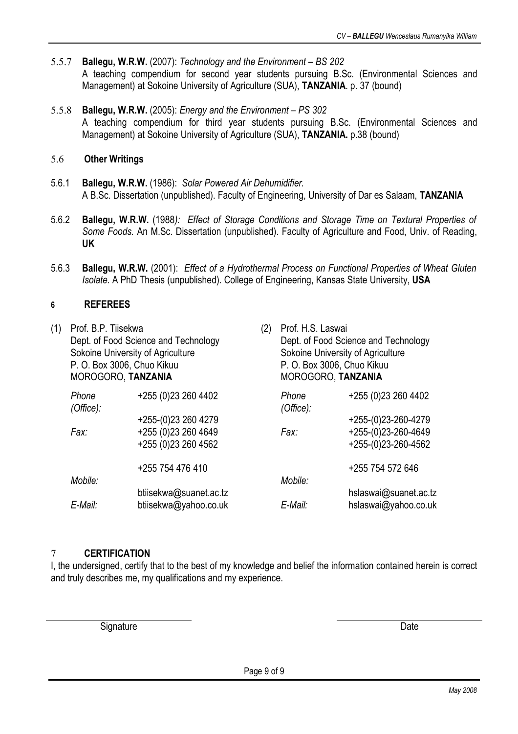5.5.7 **Ballegu, W.R.W.** (2007): *Technology and the Environment – BS 202*
A teaching compendium for second year students pursuing B.Sc. (Environmental Sciences and Management) at Sokoine University of Agriculture (SUA), **TANZANIA**. p. 37 (bound)

5.5.8 **Ballegu, W.R.W.** (2005): *Energy and the Environment – PS 302*
A teaching compendium for third year students pursuing B.Sc. (Environmental Sciences and Management) at Sokoine University of Agriculture (SUA), **TANZANIA.** p.38 (bound)

### 5.6 Other Writings

5.6.1 **Ballegu, W.R.W.** (1986): *Solar Powered Air Dehumidifier.*
A B.Sc. Dissertation (unpublished). Faculty of Engineering, University of Dar es Salaam, **TANZANIA**

5.6.2 **Ballegu, W.R.W.** (1988*): Effect of Storage Conditions and Storage Time on Textural Properties of Some Foods.* An M.Sc. Dissertation (unpublished). Faculty of Agriculture and Food, Univ. of Reading, **UK**

5.6.3 **Ballegu, W.R.W.** (2001): *Effect of a Hydrothermal Process on Functional Properties of Wheat Gluten Isolate.* A PhD Thesis (unpublished). College of Engineering, Kansas State University, **USA**

## 6 REFEREES

(1) Prof. B.P. Tiisekwa
Dept. of Food Science and Technology
Sokoine University of Agriculture
P. O. Box 3006, Chuo Kikuu
MOROGORO, **TANZANIA**

| | |
|---|---|
| *Phone (Office):* | +255 (0)23 260 4402 |
| | +255-(0)23 260 4279 |
| *Fax:* | +255 (0)23 260 4649 |
| | +255 (0)23 260 4562 |
| *Mobile:* | +255 754 476 410 |
| *E-Mail:* | btiisekwa@suanet.ac.tz |
| | btiisekwa@yahoo.co.uk |

(2) Prof. H.S. Laswai
Dept. of Food Science and Technology
Sokoine University of Agriculture
P. O. Box 3006, Chuo Kikuu
MOROGORO, **TANZANIA**

| | |
|---|---|
| *Phone (Office):* | +255 (0)23 260 4402 |
| | +255-(0)23-260-4279 |
| *Fax:* | +255-(0)23-260-4649 |
| | +255-(0)23-260-4562 |
| *Mobile:* | +255 754 572 646 |
| *E-Mail:* | hslaswai@suanet.ac.tz |
| | hslaswai@yahoo.co.uk |

## 7 CERTIFICATION

I, the undersigned, certify that to the best of my knowledge and belief the information contained herein is correct and truly describes me, my qualifications and my experience.

Signature

Date

May 2008